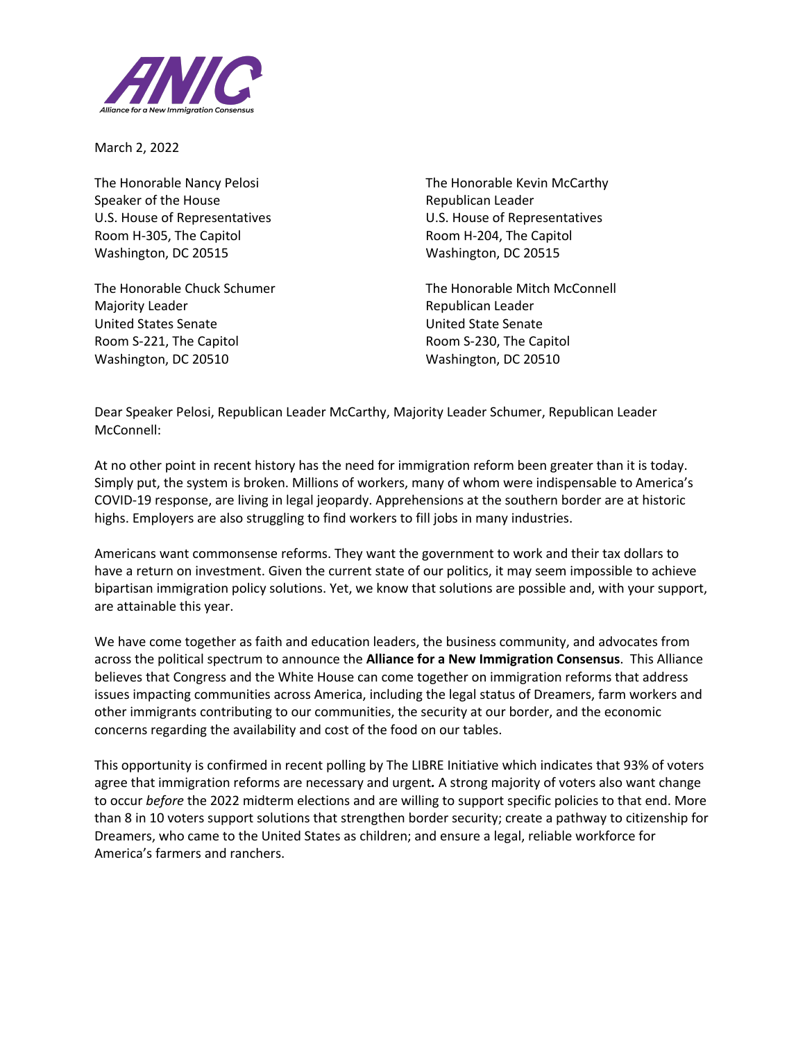ANIC
Alliance for a New Immigration Consensus

March 2, 2022

The Honorable Nancy Pelosi
Speaker of the House
U.S. House of Representatives
Room H-305, The Capitol
Washington, DC 20515

The Honorable Kevin McCarthy
Republican Leader
U.S. House of Representatives
Room H-204, The Capitol
Washington, DC 20515

The Honorable Chuck Schumer
Majority Leader
United States Senate
Room S-221, The Capitol
Washington, DC 20510

The Honorable Mitch McConnell
Republican Leader
United State Senate
Room S-230, The Capitol
Washington, DC 20510

Dear Speaker Pelosi, Republican Leader McCarthy, Majority Leader Schumer, Republican Leader McConnell:

At no other point in recent history has the need for immigration reform been greater than it is today. Simply put, the system is broken. Millions of workers, many of whom were indispensable to America's COVID-19 response, are living in legal jeopardy. Apprehensions at the southern border are at historic highs. Employers are also struggling to find workers to fill jobs in many industries.

Americans want commonsense reforms. They want the government to work and their tax dollars to have a return on investment. Given the current state of our politics, it may seem impossible to achieve bipartisan immigration policy solutions. Yet, we know that solutions are possible and, with your support, are attainable this year.

We have come together as faith and education leaders, the business community, and advocates from across the political spectrum to announce the **Alliance for a New Immigration Consensus**. This Alliance believes that Congress and the White House can come together on immigration reforms that address issues impacting communities across America, including the legal status of Dreamers, farm workers and other immigrants contributing to our communities, the security at our border, and the economic concerns regarding the availability and cost of the food on our tables.

This opportunity is confirmed in recent polling by The LIBRE Initiative which indicates that 93% of voters agree that immigration reforms are necessary and urgent*.* A strong majority of voters also want change to occur *before* the 2022 midterm elections and are willing to support specific policies to that end. More than 8 in 10 voters support solutions that strengthen border security; create a pathway to citizenship for Dreamers, who came to the United States as children; and ensure a legal, reliable workforce for America's farmers and ranchers.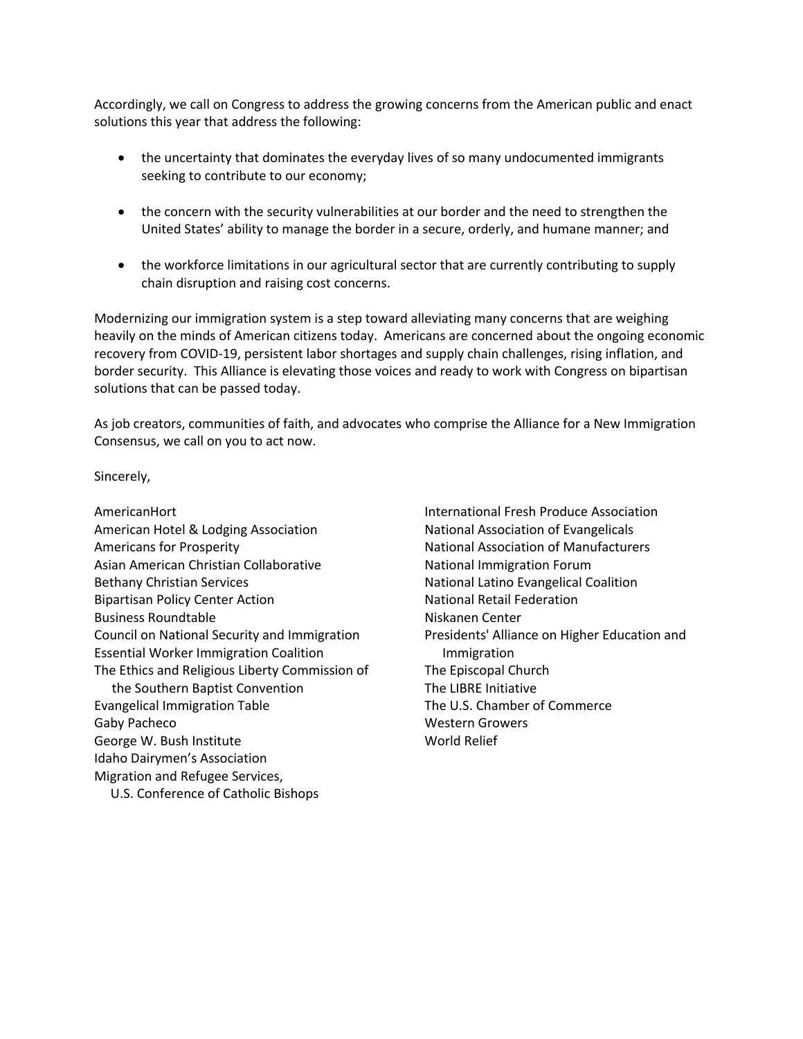Accordingly, we call on Congress to address the growing concerns from the American public and enact solutions this year that address the following:

- the uncertainty that dominates the everyday lives of so many undocumented immigrants seeking to contribute to our economy;
- the concern with the security vulnerabilities at our border and the need to strengthen the United States' ability to manage the border in a secure, orderly, and humane manner; and
- the workforce limitations in our agricultural sector that are currently contributing to supply chain disruption and raising cost concerns.

Modernizing our immigration system is a step toward alleviating many concerns that are weighing heavily on the minds of American citizens today. Americans are concerned about the ongoing economic recovery from COVID-19, persistent labor shortages and supply chain challenges, rising inflation, and border security. This Alliance is elevating those voices and ready to work with Congress on bipartisan solutions that can be passed today.

As job creators, communities of faith, and advocates who comprise the Alliance for a New Immigration Consensus, we call on you to act now.

Sincerely,

AmericanHort
American Hotel & Lodging Association
Americans for Prosperity
Asian American Christian Collaborative
Bethany Christian Services
Bipartisan Policy Center Action
Business Roundtable
Council on National Security and Immigration
Essential Worker Immigration Coalition
The Ethics and Religious Liberty Commission of the Southern Baptist Convention
Evangelical Immigration Table
Gaby Pacheco
George W. Bush Institute
Idaho Dairymen's Association
Migration and Refugee Services, U.S. Conference of Catholic Bishops
International Fresh Produce Association
National Association of Evangelicals
National Association of Manufacturers
National Immigration Forum
National Latino Evangelical Coalition
National Retail Federation
Niskanen Center
Presidents' Alliance on Higher Education and Immigration
The Episcopal Church
The LIBRE Initiative
The U.S. Chamber of Commerce
Western Growers
World Relief